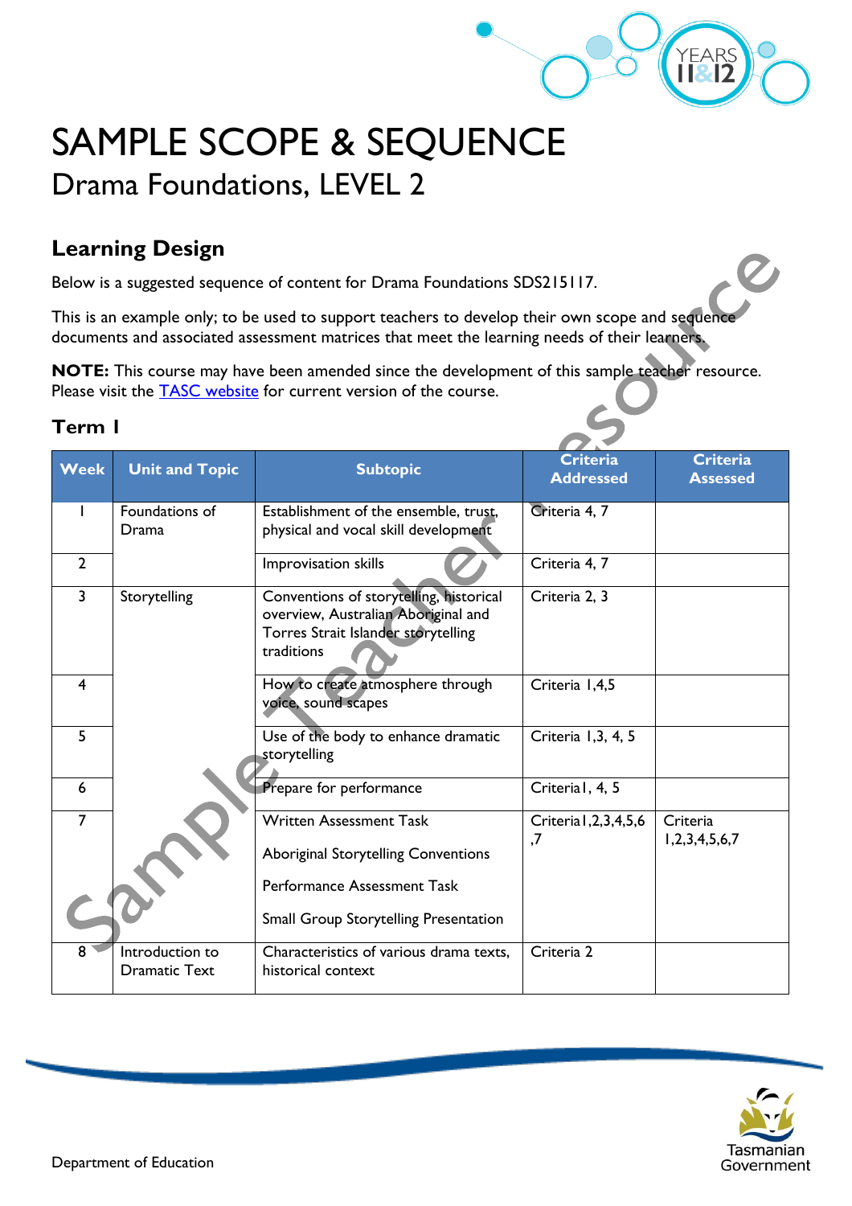# SAMPLE SCOPE & SEQUENCE

## Drama Foundations, LEVEL 2

### Learning Design

Below is a suggested sequence of content for Drama Foundations SDS215117.

This is an example only; to be used to support teachers to develop their own scope and sequence documents and associated assessment matrices that meet the learning needs of their learners.

**NOTE:** This course may have been amended since the development of this sample teacher resource. Please visit the [TASC website](#) for current version of the course.

### Term 1

| Week | Unit and Topic | Subtopic | Criteria Addressed | Criteria Assessed |
|---|---|---|---|---|
| 1 | Foundations of Drama | Establishment of the ensemble, trust, physical and vocal skill development | Criteria 4, 7 | |
| 2 | | Improvisation skills | Criteria 4, 7 | |
| 3 | Storytelling | Conventions of storytelling, historical overview, Australian Aboriginal and Torres Strait Islander storytelling traditions | Criteria 2, 3 | |
| 4 | | How to create atmosphere through voice, sound scapes | Criteria 1,4,5 | |
| 5 | | Use of the body to enhance dramatic storytelling | Criteria 1,3, 4, 5 | |
| 6 | | Prepare for performance | Criteria1, 4, 5 | |
| 7 | | Written Assessment Task<br><br>Aboriginal Storytelling Conventions<br><br>Performance Assessment Task<br><br>Small Group Storytelling Presentation | Criteria1,2,3,4,5,6,7 | Criteria 1,2,3,4,5,6,7 |
| 8 | Introduction to Dramatic Text | Characteristics of various drama texts, historical context | Criteria 2 | |

Department of Education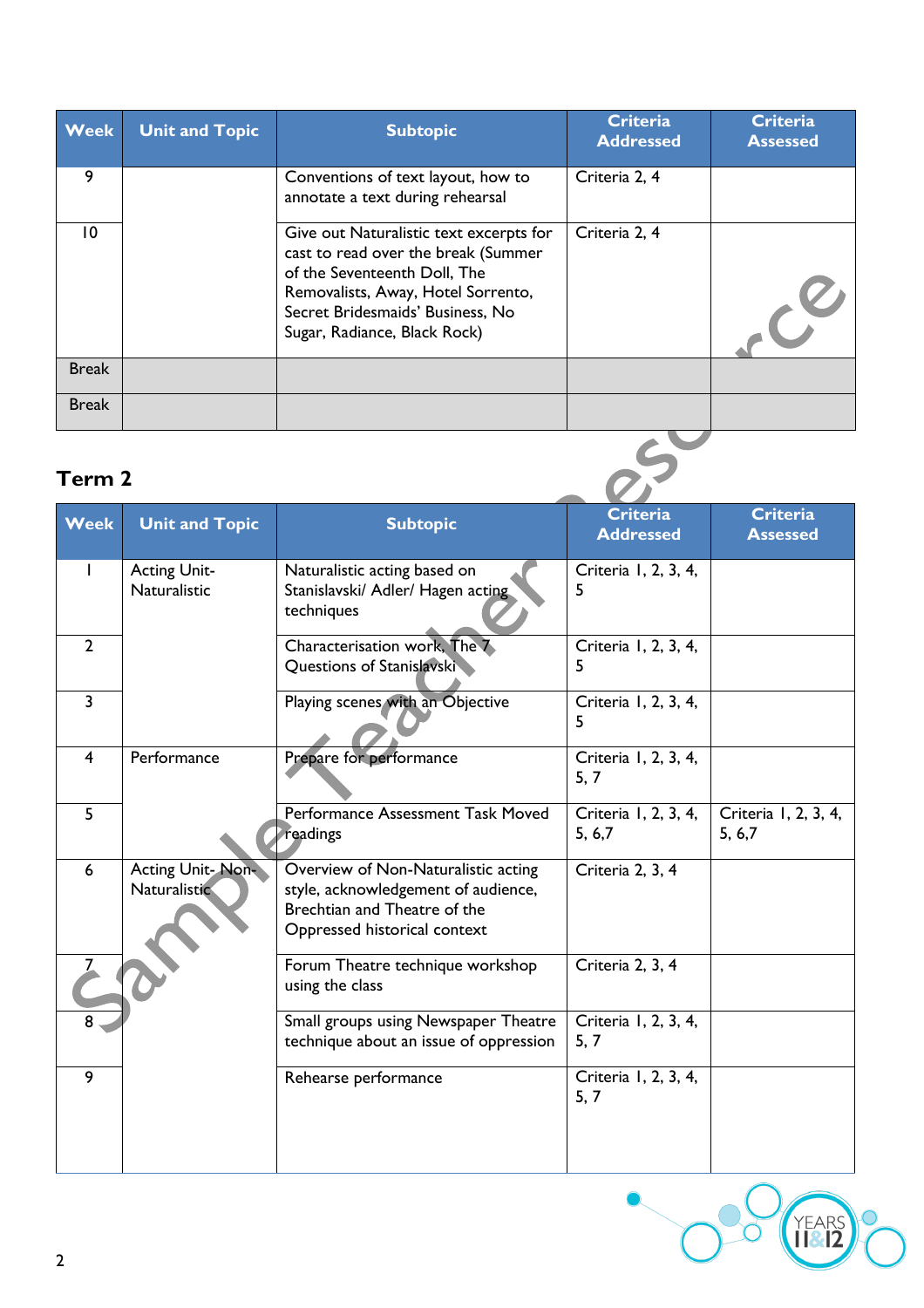| Week | Unit and Topic | Subtopic | Criteria Addressed | Criteria Assessed |
|---|---|---|---|---|
| 9 | | Conventions of text layout, how to annotate a text during rehearsal | Criteria 2, 4 | |
| 10 | | Give out Naturalistic text excerpts for cast to read over the break (Summer of the Seventeenth Doll, The Removalists, Away, Hotel Sorrento, Secret Bridesmaids' Business, No Sugar, Radiance, Black Rock) | Criteria 2, 4 | |
| Break | | | | |
| Break | | | | |

## Term 2

| Week | Unit and Topic | Subtopic | Criteria Addressed | Criteria Assessed |
|---|---|---|---|---|
| 1 | Acting Unit- Naturalistic | Naturalistic acting based on Stanislavski/ Adler/ Hagen acting techniques | Criteria 1, 2, 3, 4, 5 | |
| 2 | | Characterisation work, The 7 Questions of Stanislavski | Criteria 1, 2, 3, 4, 5 | |
| 3 | | Playing scenes with an Objective | Criteria 1, 2, 3, 4, 5 | |
| 4 | Performance | Prepare for performance | Criteria 1, 2, 3, 4, 5, 7 | |
| 5 | | Performance Assessment Task Moved readings | Criteria 1, 2, 3, 4, 5, 6,7 | Criteria 1, 2, 3, 4, 5, 6,7 |
| 6 | Acting Unit- Non-Naturalistic | Overview of Non-Naturalistic acting style, acknowledgement of audience, Brechtian and Theatre of the Oppressed historical context | Criteria 2, 3, 4 | |
| 7 | | Forum Theatre technique workshop using the class | Criteria 2, 3, 4 | |
| 8 | | Small groups using Newspaper Theatre technique about an issue of oppression | Criteria 1, 2, 3, 4, 5, 7 | |
| 9 | | Rehearse performance | Criteria 1, 2, 3, 4, 5, 7 | |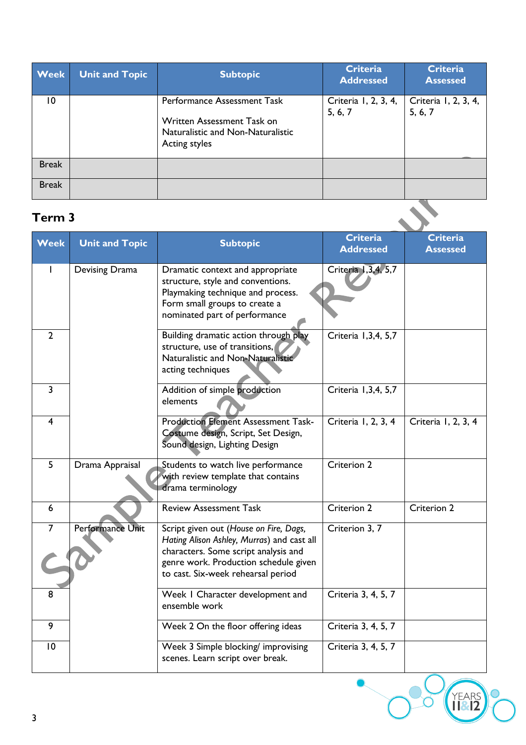| Week | Unit and Topic | Subtopic | Criteria Addressed | Criteria Assessed |
|---|---|---|---|---|
| 10 | | Performance Assessment Task<br><br>Written Assessment Task on Naturalistic and Non-Naturalistic Acting styles | Criteria 1, 2, 3, 4, 5, 6, 7 | Criteria 1, 2, 3, 4, 5, 6, 7 |
| Break | | | | |
| Break | | | | |

## Term 3

| Week | Unit and Topic | Subtopic | Criteria Addressed | Criteria Assessed |
|---|---|---|---|---|
| 1 | Devising Drama | Dramatic context and appropriate structure, style and conventions. Playmaking technique and process. Form small groups to create a nominated part of performance | Criteria 1,3,4, 5,7 | |
| 2 | | Building dramatic action through play structure, use of transitions, Naturalistic and Non-Naturalistic acting techniques | Criteria 1,3,4, 5,7 | |
| 3 | | Addition of simple production elements | Criteria 1,3,4, 5,7 | |
| 4 | | Production Element Assessment Task-Costume design, Script, Set Design, Sound design, Lighting Design | Criteria 1, 2, 3, 4 | Criteria 1, 2, 3, 4 |
| 5 | Drama Appraisal | Students to watch live performance with review template that contains drama terminology | Criterion 2 | |
| 6 | | Review Assessment Task | Criterion 2 | Criterion 2 |
| 7 | Performance Unit | Script given out (*House on Fire, Dags, Hating Alison Ashley, Murras*) and cast all characters. Some script analysis and genre work. Production schedule given to cast. Six-week rehearsal period | Criterion 3, 7 | |
| 8 | | Week 1 Character development and ensemble work | Criteria 3, 4, 5, 7 | |
| 9 | | Week 2 On the floor offering ideas | Criteria 3, 4, 5, 7 | |
| 10 | | Week 3 Simple blocking/ improvising scenes. Learn script over break. | Criteria 3, 4, 5, 7 | |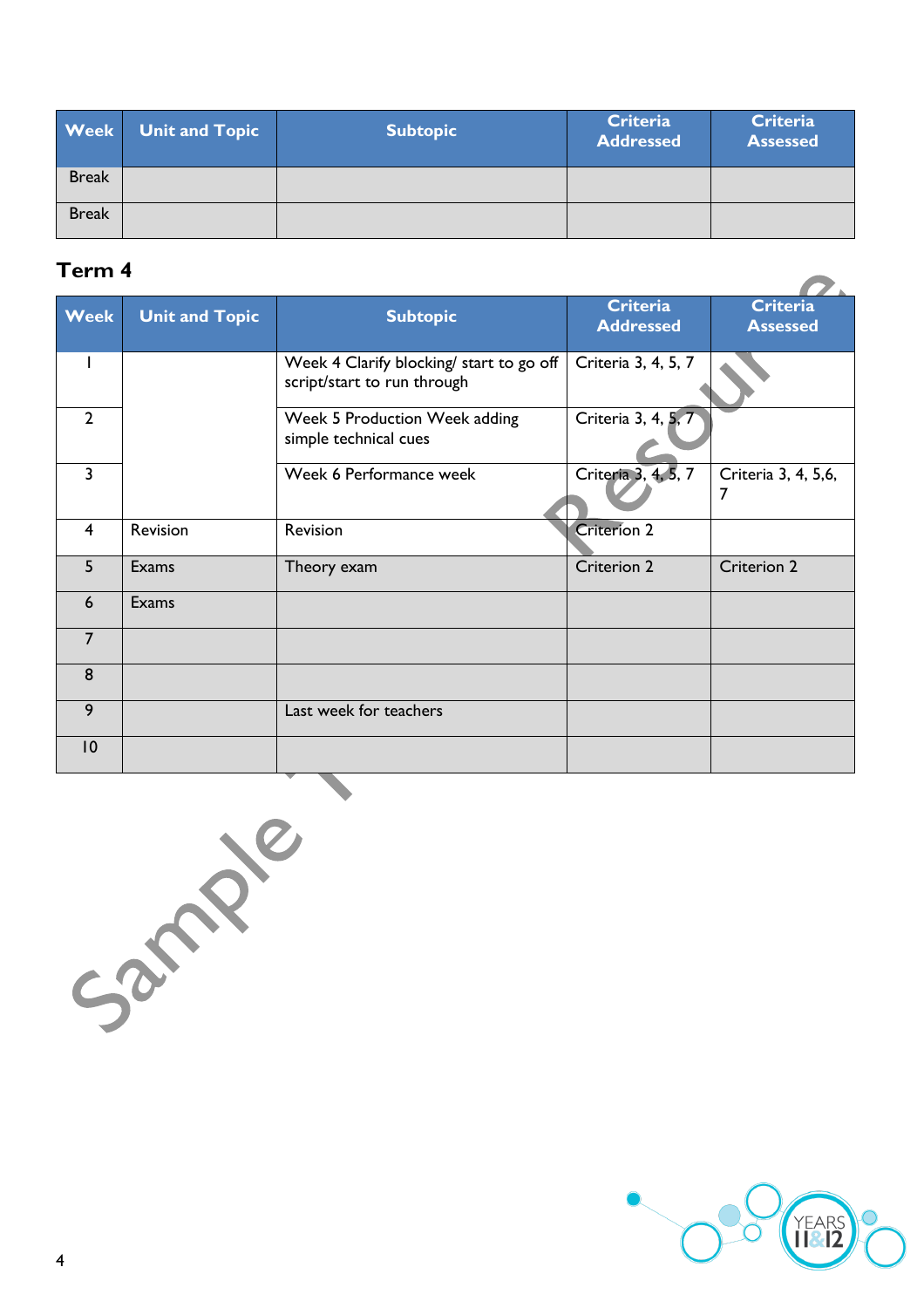| Week | Unit and Topic | Subtopic | Criteria Addressed | Criteria Assessed |
|---|---|---|---|---|
| Break | | | | |
| Break | | | | |

## Term 4

| Week | Unit and Topic | Subtopic | Criteria Addressed | Criteria Assessed |
|---|---|---|---|---|
| 1 | | Week 4 Clarify blocking/ start to go off script/start to run through | Criteria 3, 4, 5, 7 | |
| 2 | | Week 5 Production Week adding simple technical cues | Criteria 3, 4, 5, 7 | |
| 3 | | Week 6 Performance week | Criteria 3, 4, 5, 7 | Criteria 3, 4, 5,6, 7 |
| 4 | Revision | Revision | Criterion 2 | |
| 5 | Exams | Theory exam | Criterion 2 | Criterion 2 |
| 6 | Exams | | | |
| 7 | | | | |
| 8 | | | | |
| 9 | | Last week for teachers | | |
| 10 | | | | |